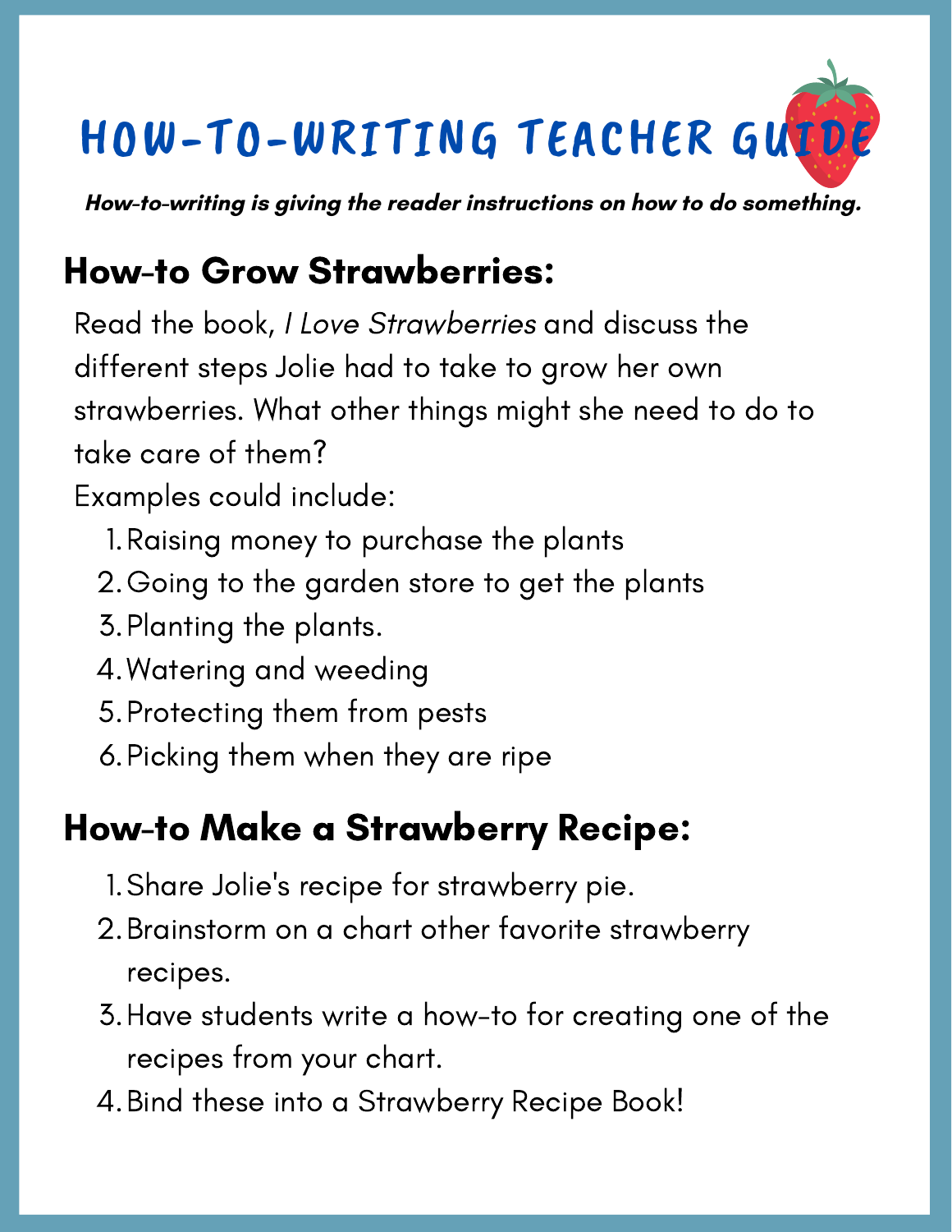# HOW-TO-WRITING TEACHER GUIDE

***How-to-writing is giving the reader instructions on how to do something.***

## How-to Grow Strawberries:

Read the book, *I Love Strawberries* and discuss the different steps Jolie had to take to grow her own strawberries. What other things might she need to do to take care of them?

Examples could include:

1. Raising money to purchase the plants
2. Going to the garden store to get the plants
3. Planting the plants.
4. Watering and weeding
5. Protecting them from pests
6. Picking them when they are ripe

## How-to Make a Strawberry Recipe:

1. Share Jolie's recipe for strawberry pie.
2. Brainstorm on a chart other favorite strawberry recipes.
3. Have students write a how-to for creating one of the recipes from your chart.
4. Bind these into a Strawberry Recipe Book!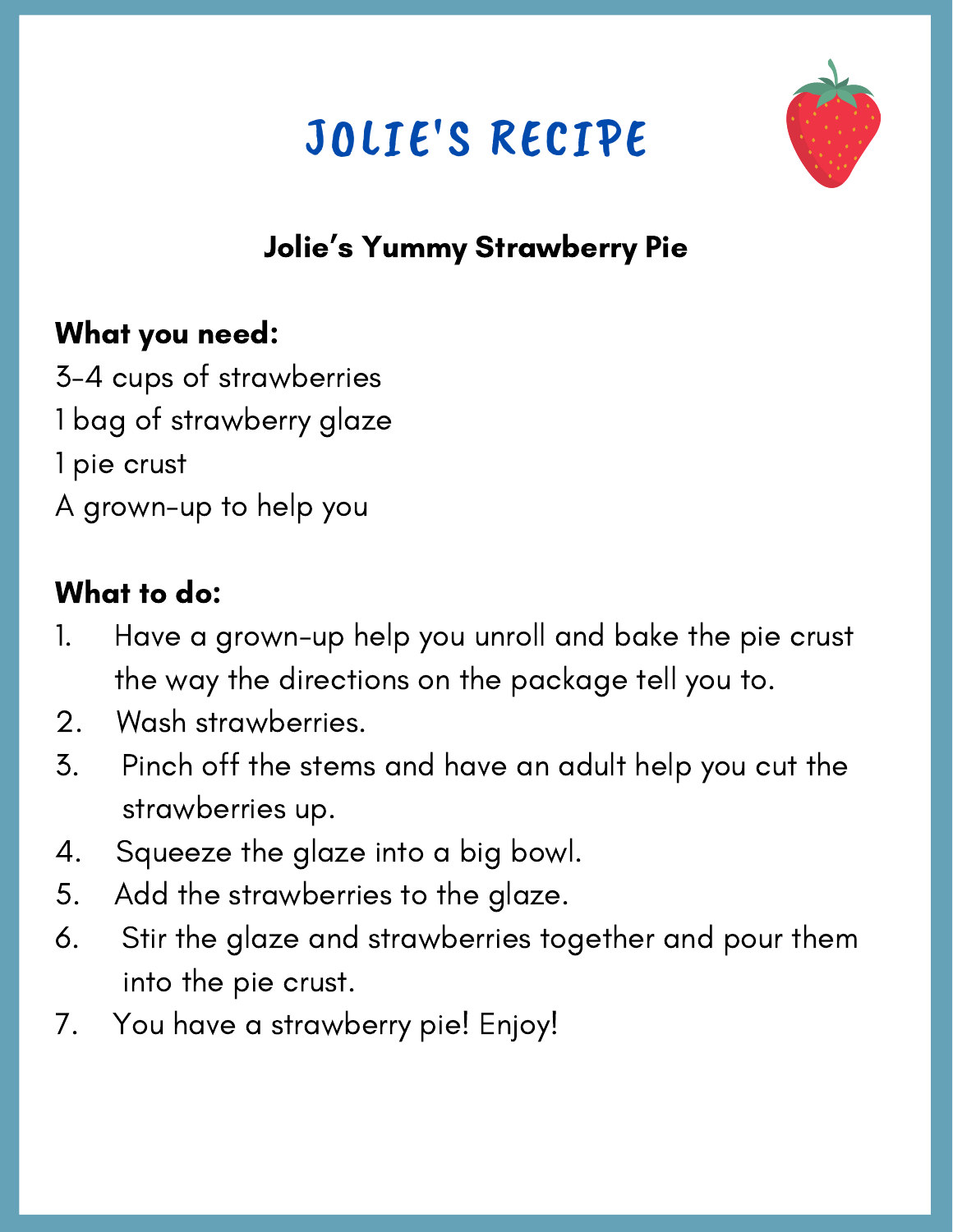# JOLIE'S RECIPE

## Jolie's Yummy Strawberry Pie

**What you need:**

3-4 cups of strawberries
1 bag of strawberry glaze
1 pie crust
A grown-up to help you

**What to do:**

1. Have a grown-up help you unroll and bake the pie crust the way the directions on the package tell you to.
2. Wash strawberries.
3. Pinch off the stems and have an adult help you cut the strawberries up.
4. Squeeze the glaze into a big bowl.
5. Add the strawberries to the glaze.
6. Stir the glaze and strawberries together and pour them into the pie crust.
7. You have a strawberry pie! Enjoy!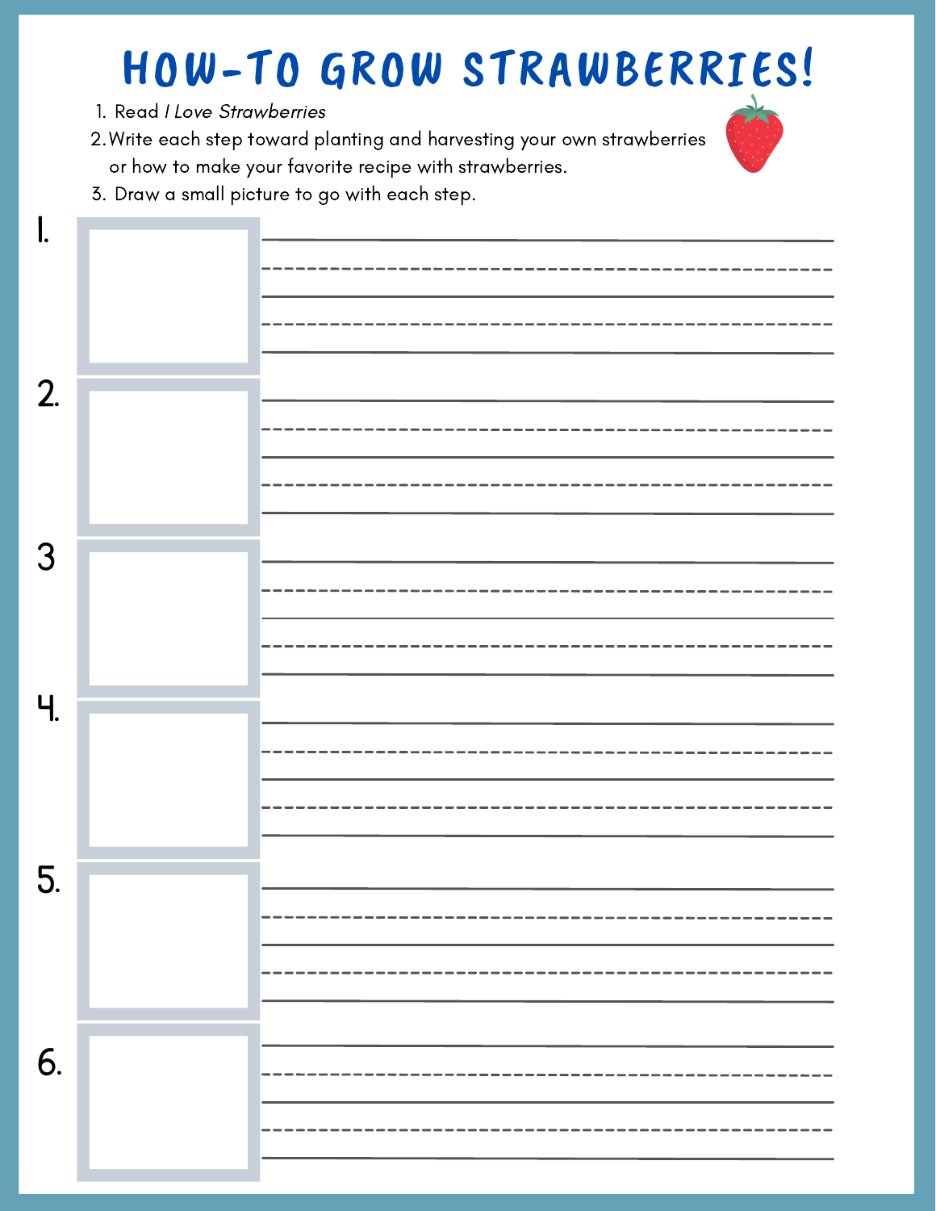# HOW-TO GROW STRAWBERRIES!

1. Read *I Love Strawberries*
2. Write each step toward planting and harvesting your own strawberries or how to make your favorite recipe with strawberries.
3. Draw a small picture to go with each step.

1.

2.

3

4.

5.

6.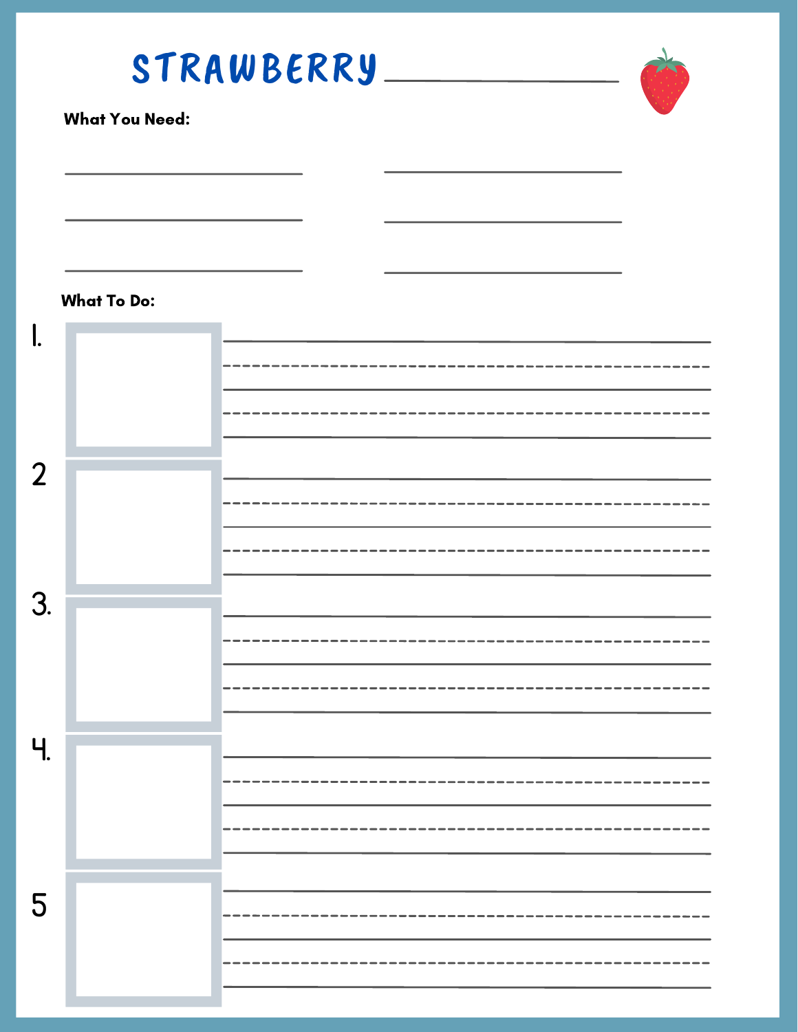# STRAWBERRY ____________________

**What You Need:**

______________________ ______________________

______________________ ______________________

______________________ ______________________

**What To Do:**

1. ____________________________________________

2. ____________________________________________

3. ____________________________________________

4. ____________________________________________

5. ____________________________________________